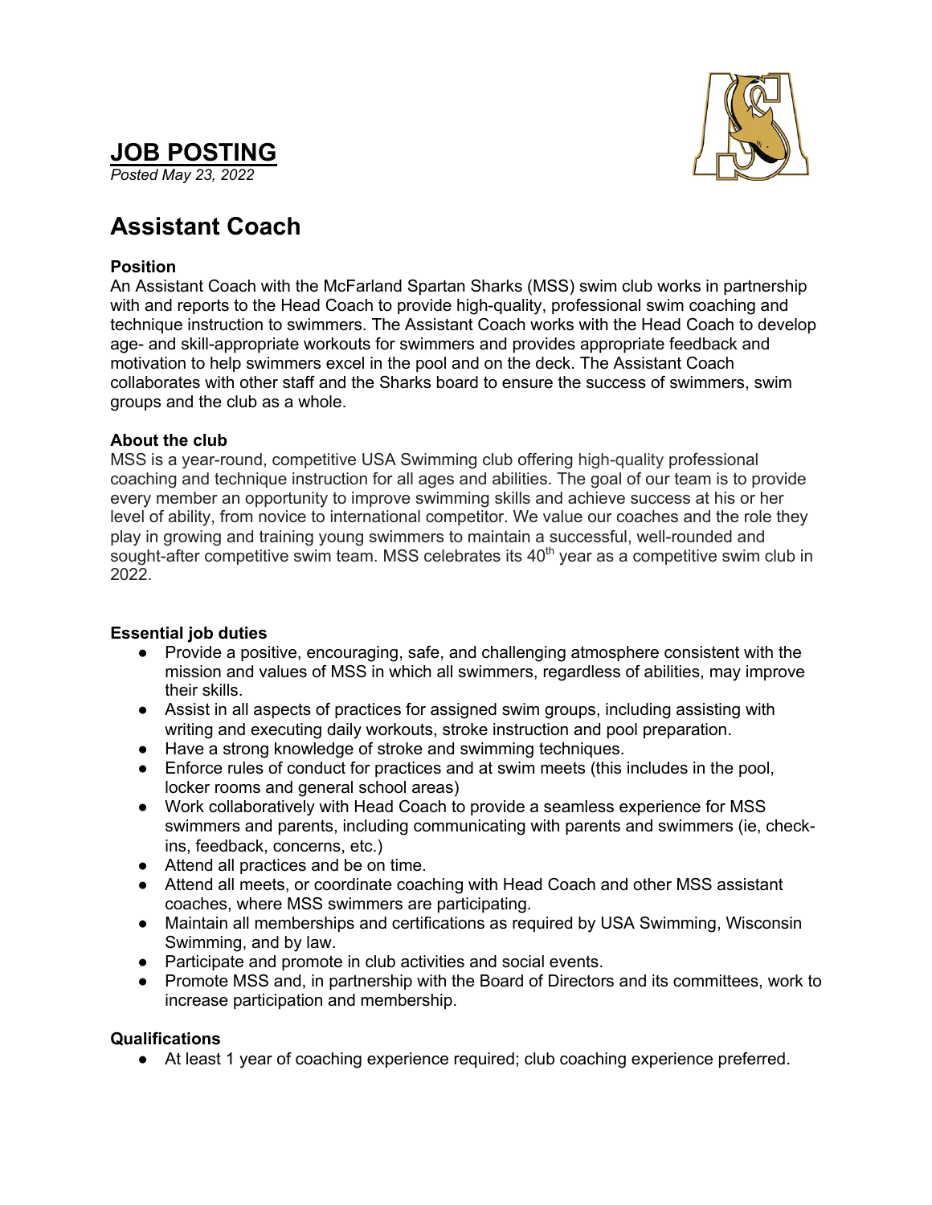# JOB POSTING

*Posted May 23, 2022*

# Assistant Coach

### Position

An Assistant Coach with the McFarland Spartan Sharks (MSS) swim club works in partnership with and reports to the Head Coach to provide high-quality, professional swim coaching and technique instruction to swimmers. The Assistant Coach works with the Head Coach to develop age- and skill-appropriate workouts for swimmers and provides appropriate feedback and motivation to help swimmers excel in the pool and on the deck. The Assistant Coach collaborates with other staff and the Sharks board to ensure the success of swimmers, swim groups and the club as a whole.

### About the club

MSS is a year-round, competitive USA Swimming club offering high-quality professional coaching and technique instruction for all ages and abilities. The goal of our team is to provide every member an opportunity to improve swimming skills and achieve success at his or her level of ability, from novice to international competitor. We value our coaches and the role they play in growing and training young swimmers to maintain a successful, well-rounded and sought-after competitive swim team. MSS celebrates its 40th year as a competitive swim club in 2022.

### Essential job duties

- Provide a positive, encouraging, safe, and challenging atmosphere consistent with the mission and values of MSS in which all swimmers, regardless of abilities, may improve their skills.
- Assist in all aspects of practices for assigned swim groups, including assisting with writing and executing daily workouts, stroke instruction and pool preparation.
- Have a strong knowledge of stroke and swimming techniques.
- Enforce rules of conduct for practices and at swim meets (this includes in the pool, locker rooms and general school areas)
- Work collaboratively with Head Coach to provide a seamless experience for MSS swimmers and parents, including communicating with parents and swimmers (ie, check-ins, feedback, concerns, etc.)
- Attend all practices and be on time.
- Attend all meets, or coordinate coaching with Head Coach and other MSS assistant coaches, where MSS swimmers are participating.
- Maintain all memberships and certifications as required by USA Swimming, Wisconsin Swimming, and by law.
- Participate and promote in club activities and social events.
- Promote MSS and, in partnership with the Board of Directors and its committees, work to increase participation and membership.

### Qualifications

- At least 1 year of coaching experience required; club coaching experience preferred.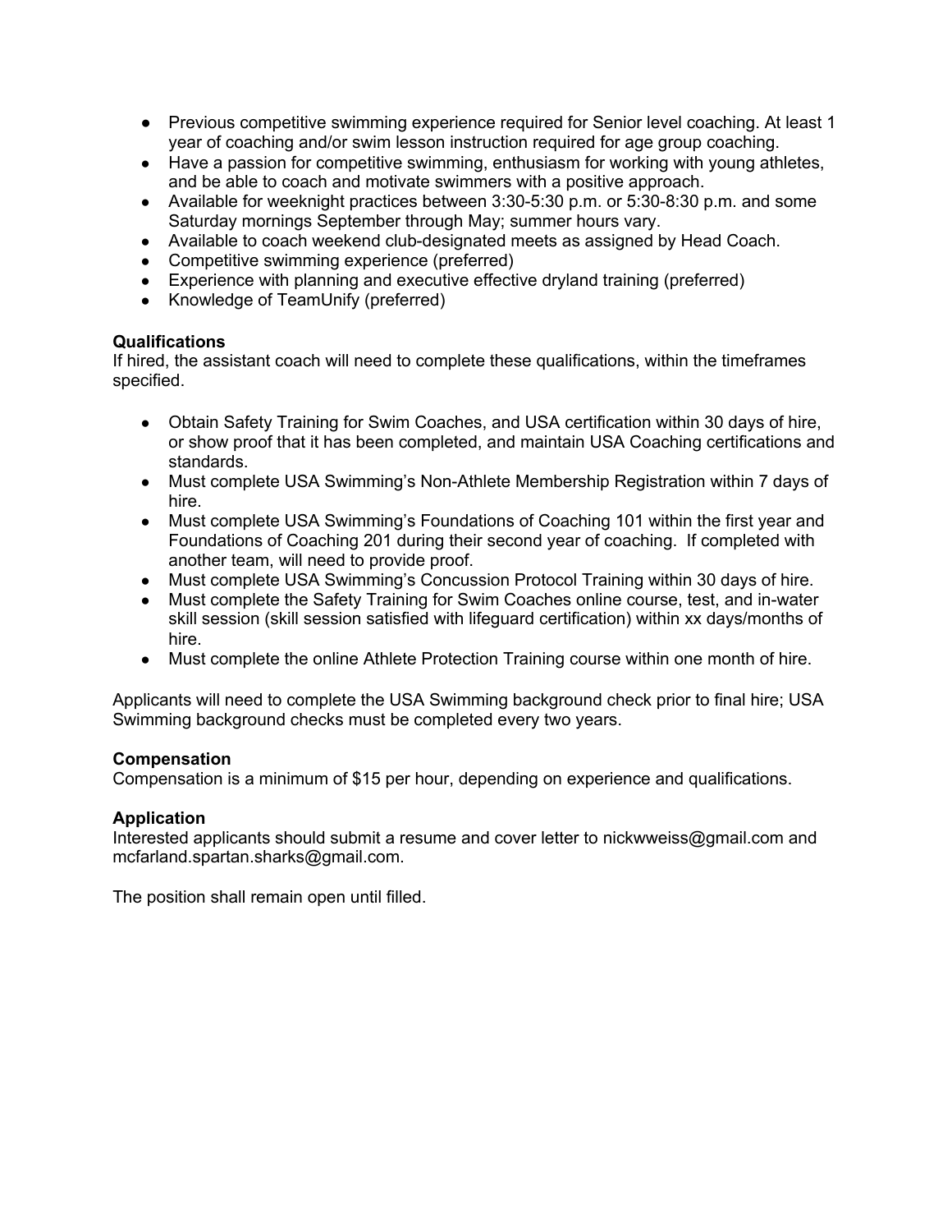- Previous competitive swimming experience required for Senior level coaching. At least 1 year of coaching and/or swim lesson instruction required for age group coaching.
- Have a passion for competitive swimming, enthusiasm for working with young athletes, and be able to coach and motivate swimmers with a positive approach.
- Available for weeknight practices between 3:30-5:30 p.m. or 5:30-8:30 p.m. and some Saturday mornings September through May; summer hours vary.
- Available to coach weekend club-designated meets as assigned by Head Coach.
- Competitive swimming experience (preferred)
- Experience with planning and executive effective dryland training (preferred)
- Knowledge of TeamUnify (preferred)

**Qualifications**
If hired, the assistant coach will need to complete these qualifications, within the timeframes specified.

- Obtain Safety Training for Swim Coaches, and USA certification within 30 days of hire, or show proof that it has been completed, and maintain USA Coaching certifications and standards.
- Must complete USA Swimming's Non-Athlete Membership Registration within 7 days of hire.
- Must complete USA Swimming's Foundations of Coaching 101 within the first year and Foundations of Coaching 201 during their second year of coaching. If completed with another team, will need to provide proof.
- Must complete USA Swimming's Concussion Protocol Training within 30 days of hire.
- Must complete the Safety Training for Swim Coaches online course, test, and in-water skill session (skill session satisfied with lifeguard certification) within xx days/months of hire.
- Must complete the online Athlete Protection Training course within one month of hire.

Applicants will need to complete the USA Swimming background check prior to final hire; USA Swimming background checks must be completed every two years.

**Compensation**
Compensation is a minimum of $15 per hour, depending on experience and qualifications.

**Application**
Interested applicants should submit a resume and cover letter to nickwweiss@gmail.com and mcfarland.spartan.sharks@gmail.com.

The position shall remain open until filled.